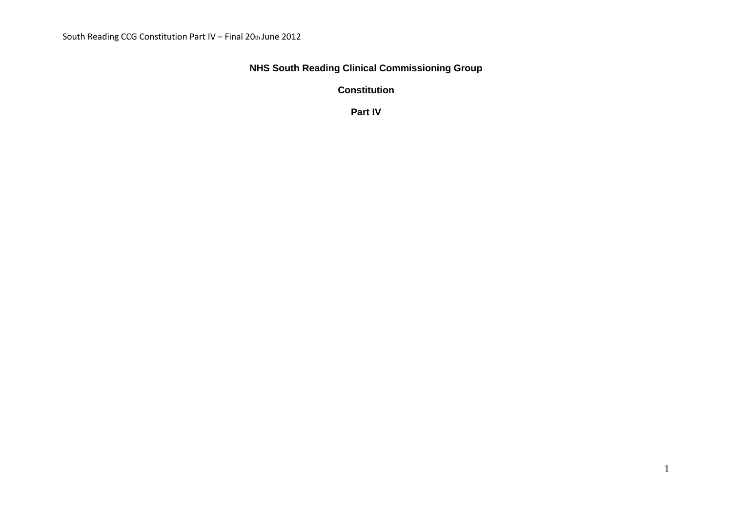# NHS South Reading Clinical Commissioning Group

## Constitution

## Part IV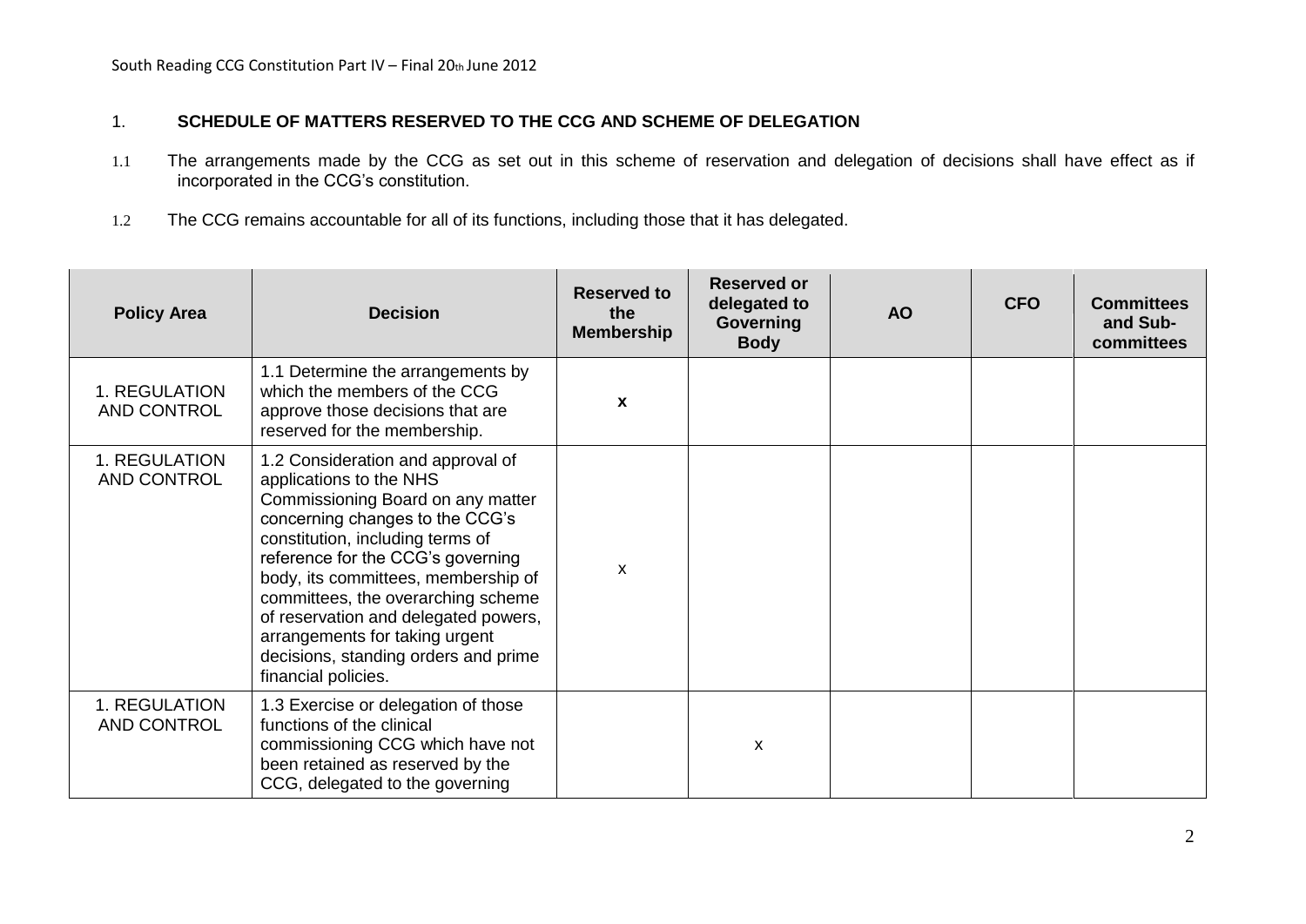## 1. SCHEDULE OF MATTERS RESERVED TO THE CCG AND SCHEME OF DELEGATION

1.1 The arrangements made by the CCG as set out in this scheme of reservation and delegation of decisions shall have effect as if incorporated in the CCG's constitution.

1.2 The CCG remains accountable for all of its functions, including those that it has delegated.

| Policy Area | Decision | Reserved to the Membership | Reserved or delegated to Governing Body | AO | CFO | Committees and Sub-committees |
|---|---|---|---|---|---|---|
| 1. REGULATION AND CONTROL | 1.1 Determine the arrangements by which the members of the CCG approve those decisions that are reserved for the membership. | **x** | | | | |
| 1. REGULATION AND CONTROL | 1.2 Consideration and approval of applications to the NHS Commissioning Board on any matter concerning changes to the CCG's constitution, including terms of reference for the CCG's governing body, its committees, membership of committees, the overarching scheme of reservation and delegated powers, arrangements for taking urgent decisions, standing orders and prime financial policies. | x | | | | |
| 1. REGULATION AND CONTROL | 1.3 Exercise or delegation of those functions of the clinical commissioning CCG which have not been retained as reserved by the CCG, delegated to the governing | | x | | | |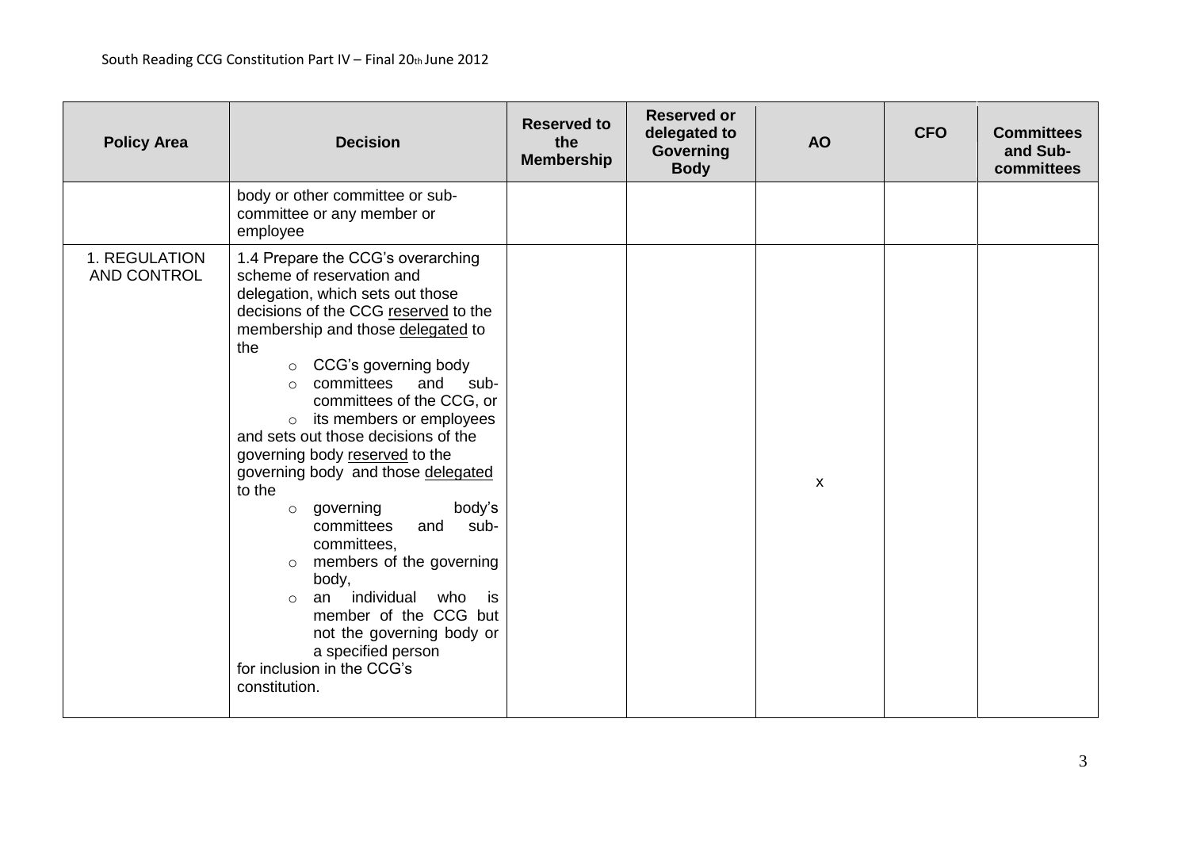| Policy Area | Decision | Reserved to the Membership | Reserved or delegated to Governing Body | AO | CFO | Committees and Sub-committees |
|---|---|---|---|---|---|---|
| | body or other committee or sub-committee or any member or employee | | | | | |
| 1. REGULATION AND CONTROL | 1.4 Prepare the CCG's overarching scheme of reservation and delegation, which sets out those decisions of the CCG reserved to the membership and those delegated to the<br>○ CCG's governing body<br>○ committees and sub-committees of the CCG, or<br>○ its members or employees<br>and sets out those decisions of the governing body reserved to the governing body and those delegated to the<br>○ governing body's committees and sub-committees,<br>○ members of the governing body,<br>○ an individual who is member of the CCG but not the governing body or a specified person<br>for inclusion in the CCG's constitution. | | | x | | |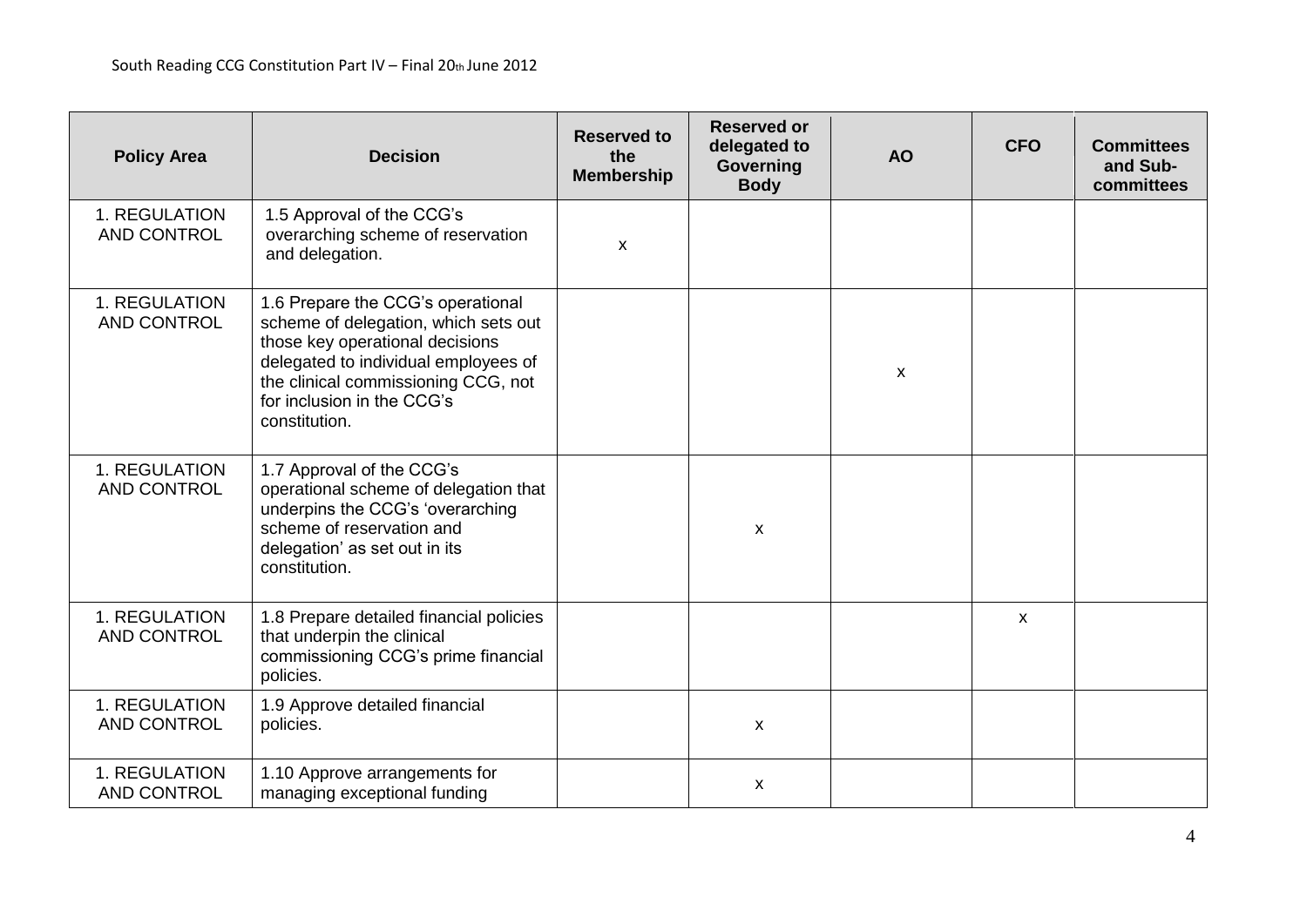| Policy Area | Decision | Reserved to the Membership | Reserved or delegated to Governing Body | AO | CFO | Committees and Sub-committees |
|---|---|---|---|---|---|---|
| 1. REGULATION AND CONTROL | 1.5 Approval of the CCG's overarching scheme of reservation and delegation. | x | | | | |
| 1. REGULATION AND CONTROL | 1.6 Prepare the CCG's operational scheme of delegation, which sets out those key operational decisions delegated to individual employees of the clinical commissioning CCG, not for inclusion in the CCG's constitution. | | | x | | |
| 1. REGULATION AND CONTROL | 1.7 Approval of the CCG's operational scheme of delegation that underpins the CCG's 'overarching scheme of reservation and delegation' as set out in its constitution. | | x | | | |
| 1. REGULATION AND CONTROL | 1.8 Prepare detailed financial policies that underpin the clinical commissioning CCG's prime financial policies. | | | | x | |
| 1. REGULATION AND CONTROL | 1.9 Approve detailed financial policies. | | x | | | |
| 1. REGULATION AND CONTROL | 1.10 Approve arrangements for managing exceptional funding | | x | | | |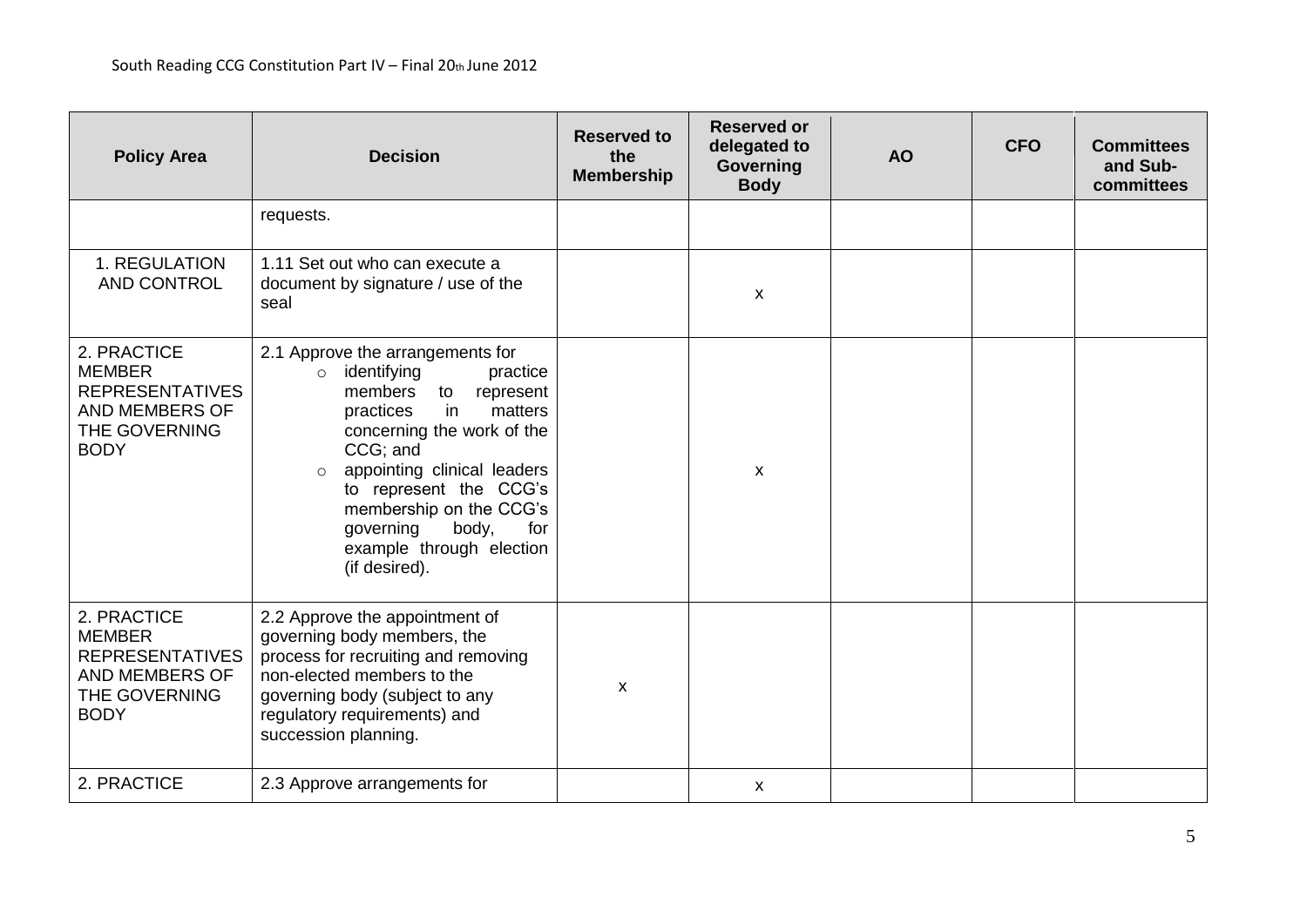| Policy Area | Decision | Reserved to the Membership | Reserved or delegated to Governing Body | AO | CFO | Committees and Sub-committees |
|---|---|---|---|---|---|---|
| | requests. | | | | | |
| 1. REGULATION AND CONTROL | 1.11 Set out who can execute a document by signature / use of the seal | | x | | | |
| 2. PRACTICE MEMBER REPRESENTATIVES AND MEMBERS OF THE GOVERNING BODY | 2.1 Approve the arrangements for <br> ○ identifying practice members to represent practices in matters concerning the work of the CCG; and <br> ○ appointing clinical leaders to represent the CCG's membership on the CCG's governing body, for example through election (if desired). | | x | | | |
| 2. PRACTICE MEMBER REPRESENTATIVES AND MEMBERS OF THE GOVERNING BODY | 2.2 Approve the appointment of governing body members, the process for recruiting and removing non-elected members to the governing body (subject to any regulatory requirements) and succession planning. | x | | | | |
| 2. PRACTICE | 2.3 Approve arrangements for | | x | | | |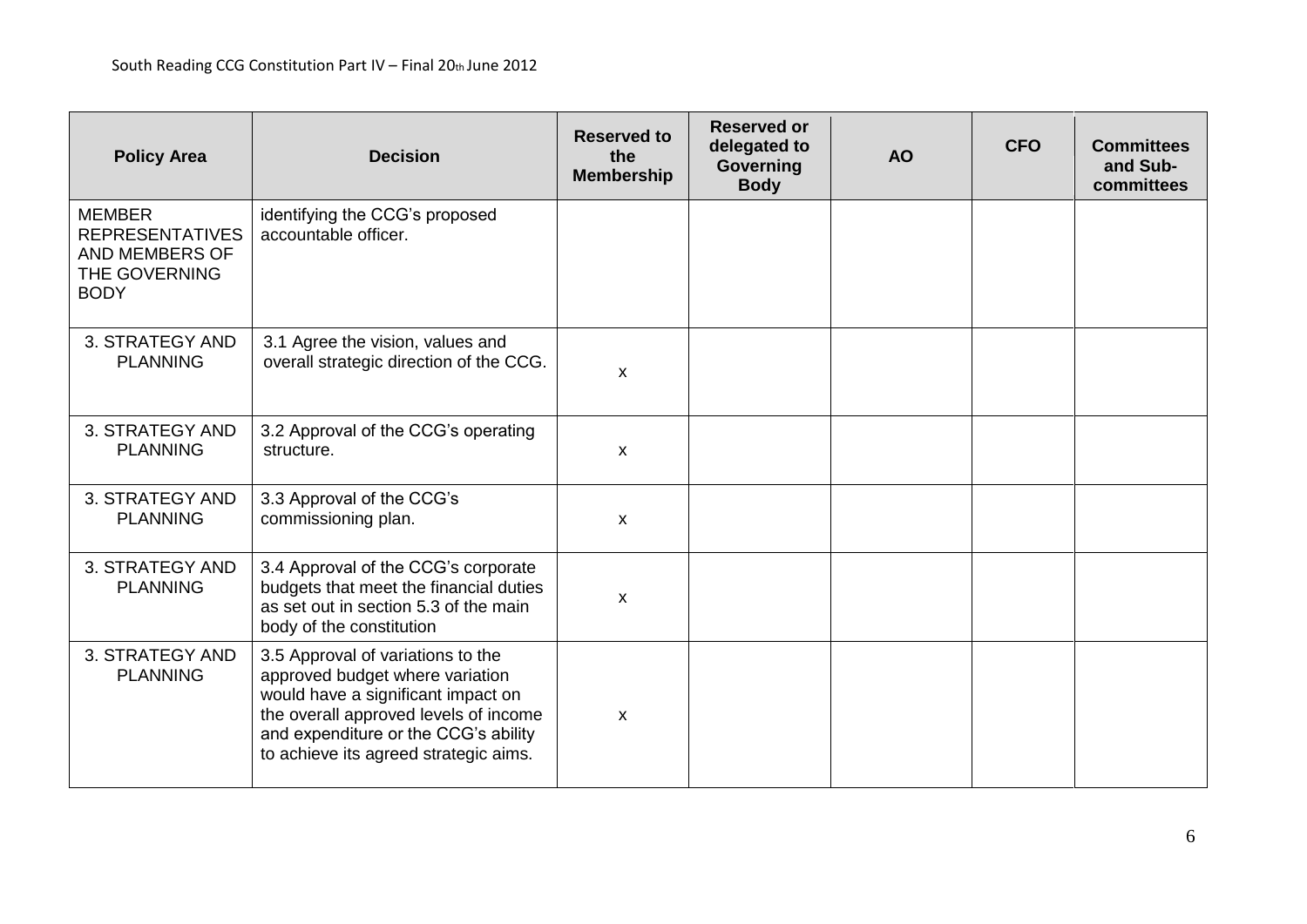| Policy Area | Decision | Reserved to the Membership | Reserved or delegated to Governing Body | AO | CFO | Committees and Sub-committees |
|---|---|---|---|---|---|---|
| MEMBER REPRESENTATIVES AND MEMBERS OF THE GOVERNING BODY | identifying the CCG's proposed accountable officer. | | | | | |
| 3. STRATEGY AND PLANNING | 3.1 Agree the vision, values and overall strategic direction of the CCG. | x | | | | |
| 3. STRATEGY AND PLANNING | 3.2 Approval of the CCG's operating structure. | x | | | | |
| 3. STRATEGY AND PLANNING | 3.3 Approval of the CCG's commissioning plan. | x | | | | |
| 3. STRATEGY AND PLANNING | 3.4 Approval of the CCG's corporate budgets that meet the financial duties as set out in section 5.3 of the main body of the constitution | x | | | | |
| 3. STRATEGY AND PLANNING | 3.5 Approval of variations to the approved budget where variation would have a significant impact on the overall approved levels of income and expenditure or the CCG's ability to achieve its agreed strategic aims. | x | | | | |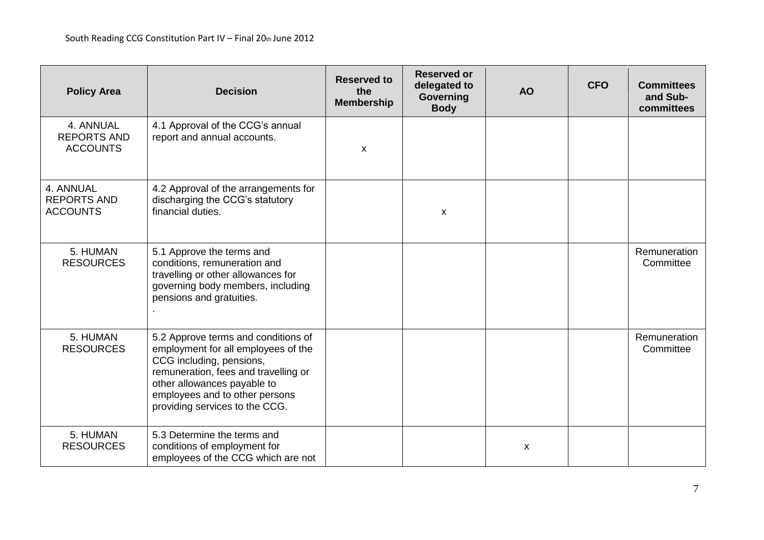| Policy Area | Decision | Reserved to the Membership | Reserved or delegated to Governing Body | AO | CFO | Committees and Sub-committees |
|---|---|---|---|---|---|---|
| 4. ANNUAL REPORTS AND ACCOUNTS | 4.1 Approval of the CCG's annual report and annual accounts. | x | | | | |
| 4. ANNUAL REPORTS AND ACCOUNTS | 4.2 Approval of the arrangements for discharging the CCG's statutory financial duties. | | x | | | |
| 5. HUMAN RESOURCES | 5.1 Approve the terms and conditions, remuneration and travelling or other allowances for governing body members, including pensions and gratuities. . | | | | | Remuneration Committee |
| 5. HUMAN RESOURCES | 5.2 Approve terms and conditions of employment for all employees of the CCG including, pensions, remuneration, fees and travelling or other allowances payable to employees and to other persons providing services to the CCG. | | | | | Remuneration Committee |
| 5. HUMAN RESOURCES | 5.3 Determine the terms and conditions of employment for employees of the CCG which are not | | | x | | |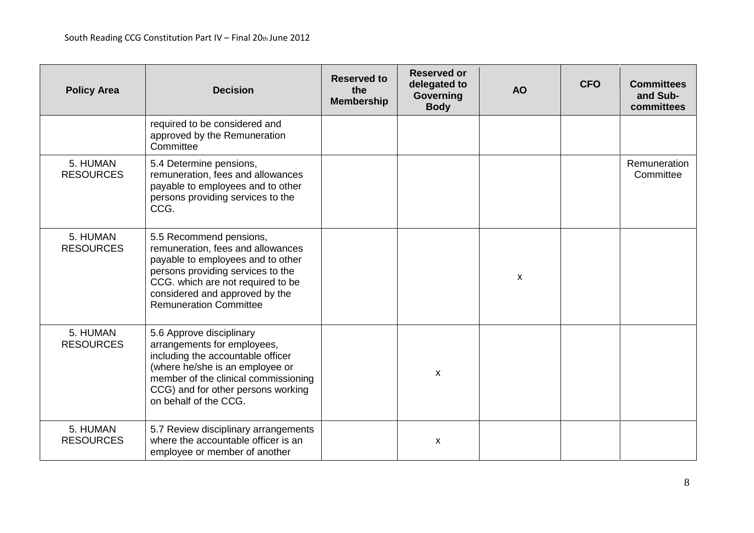| Policy Area | Decision | Reserved to the Membership | Reserved or delegated to Governing Body | AO | CFO | Committees and Sub-committees |
|---|---|---|---|---|---|---|
| | required to be considered and approved by the Remuneration Committee | | | | | |
| 5. HUMAN RESOURCES | 5.4 Determine pensions, remuneration, fees and allowances payable to employees and to other persons providing services to the CCG. | | | | | Remuneration Committee |
| 5. HUMAN RESOURCES | 5.5 Recommend pensions, remuneration, fees and allowances payable to employees and to other persons providing services to the CCG. which are not required to be considered and approved by the Remuneration Committee | | | x | | |
| 5. HUMAN RESOURCES | 5.6 Approve disciplinary arrangements for employees, including the accountable officer (where he/she is an employee or member of the clinical commissioning CCG) and for other persons working on behalf of the CCG. | | x | | | |
| 5. HUMAN RESOURCES | 5.7 Review disciplinary arrangements where the accountable officer is an employee or member of another | | x | | | |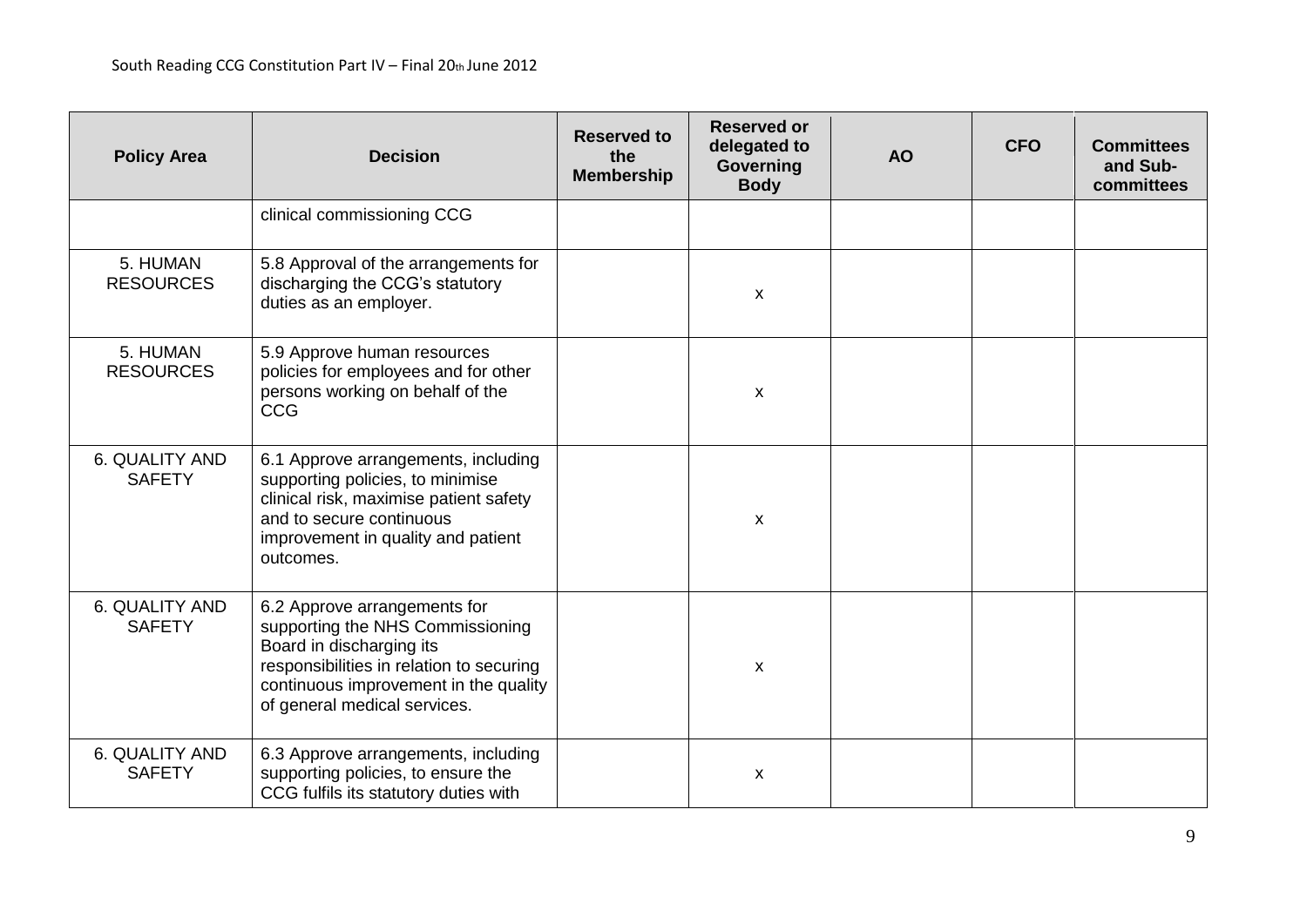| Policy Area | Decision | Reserved to the Membership | Reserved or delegated to Governing Body | AO | CFO | Committees and Sub-committees |
|---|---|---|---|---|---|---|
| | clinical commissioning CCG | | | | | |
| 5. HUMAN RESOURCES | 5.8 Approval of the arrangements for discharging the CCG's statutory duties as an employer. | | x | | | |
| 5. HUMAN RESOURCES | 5.9 Approve human resources policies for employees and for other persons working on behalf of the CCG | | x | | | |
| 6. QUALITY AND SAFETY | 6.1 Approve arrangements, including supporting policies, to minimise clinical risk, maximise patient safety and to secure continuous improvement in quality and patient outcomes. | | x | | | |
| 6. QUALITY AND SAFETY | 6.2 Approve arrangements for supporting the NHS Commissioning Board in discharging its responsibilities in relation to securing continuous improvement in the quality of general medical services. | | x | | | |
| 6. QUALITY AND SAFETY | 6.3 Approve arrangements, including supporting policies, to ensure the CCG fulfils its statutory duties with | | x | | | |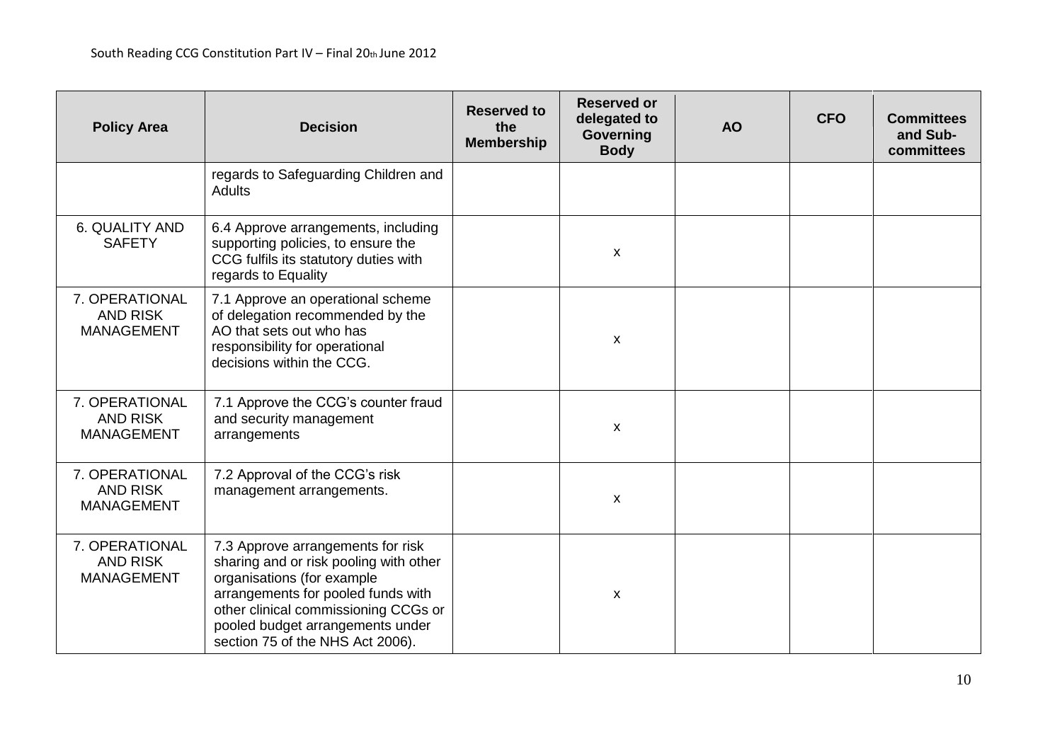| Policy Area | Decision | Reserved to the Membership | Reserved or delegated to Governing Body | AO | CFO | Committees and Sub-committees |
|---|---|---|---|---|---|---|
| | regards to Safeguarding Children and Adults | | | | | |
| 6. QUALITY AND SAFETY | 6.4 Approve arrangements, including supporting policies, to ensure the CCG fulfils its statutory duties with regards to Equality | | x | | | |
| 7. OPERATIONAL AND RISK MANAGEMENT | 7.1 Approve an operational scheme of delegation recommended by the AO that sets out who has responsibility for operational decisions within the CCG. | | x | | | |
| 7. OPERATIONAL AND RISK MANAGEMENT | 7.1 Approve the CCG's counter fraud and security management arrangements | | x | | | |
| 7. OPERATIONAL AND RISK MANAGEMENT | 7.2 Approval of the CCG's risk management arrangements. | | x | | | |
| 7. OPERATIONAL AND RISK MANAGEMENT | 7.3 Approve arrangements for risk sharing and or risk pooling with other organisations (for example arrangements for pooled funds with other clinical commissioning CCGs or pooled budget arrangements under section 75 of the NHS Act 2006). | | x | | | |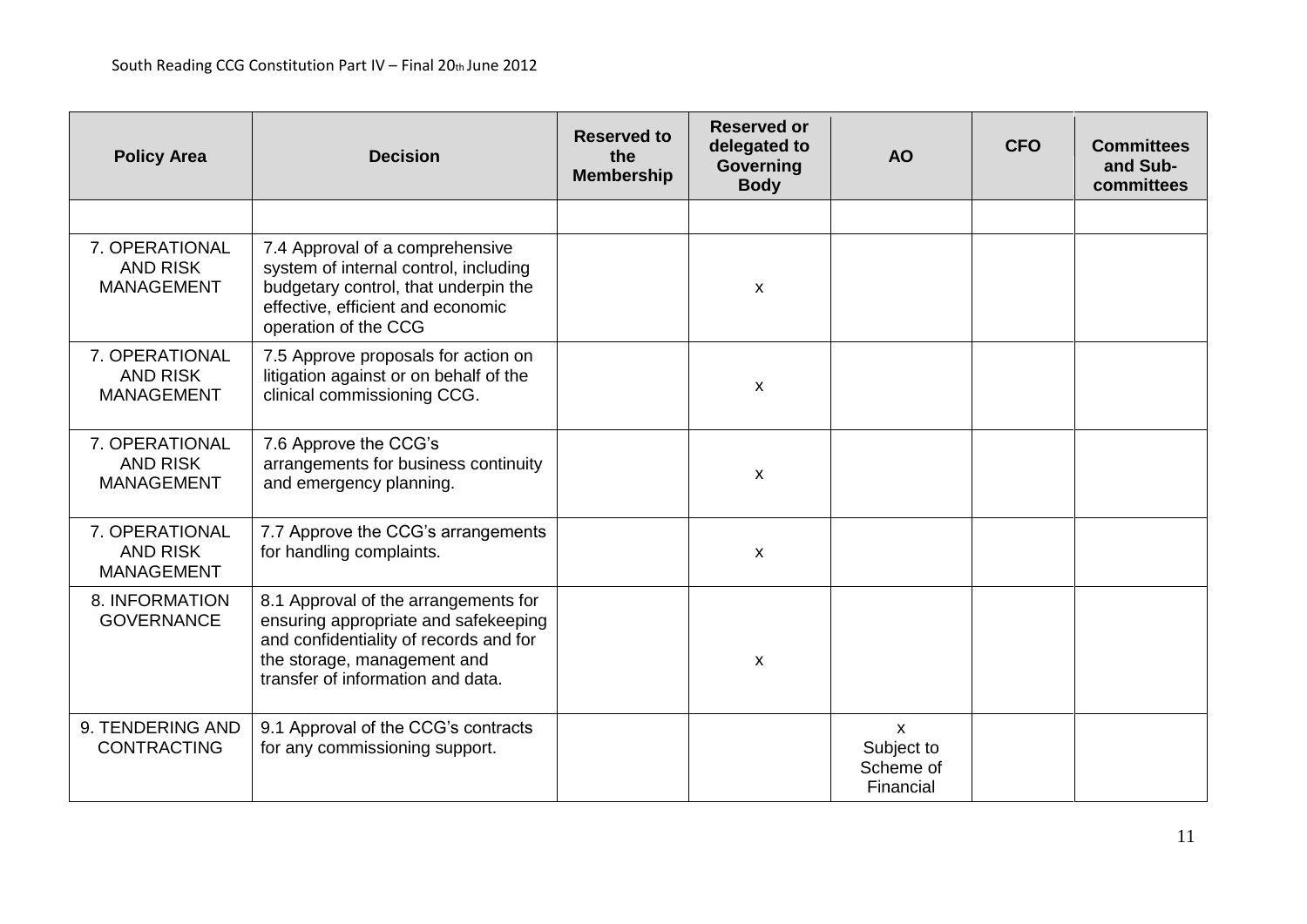| Policy Area | Decision | Reserved to the Membership | Reserved or delegated to Governing Body | AO | CFO | Committees and Sub-committees |
|---|---|---|---|---|---|---|
| | | | | | | |
| 7. OPERATIONAL AND RISK MANAGEMENT | 7.4 Approval of a comprehensive system of internal control, including budgetary control, that underpin the effective, efficient and economic operation of the CCG | | x | | | |
| 7. OPERATIONAL AND RISK MANAGEMENT | 7.5 Approve proposals for action on litigation against or on behalf of the clinical commissioning CCG. | | x | | | |
| 7. OPERATIONAL AND RISK MANAGEMENT | 7.6 Approve the CCG's arrangements for business continuity and emergency planning. | | x | | | |
| 7. OPERATIONAL AND RISK MANAGEMENT | 7.7 Approve the CCG's arrangements for handling complaints. | | x | | | |
| 8. INFORMATION GOVERNANCE | 8.1 Approval of the arrangements for ensuring appropriate and safekeeping and confidentiality of records and for the storage, management and transfer of information and data. | | x | | | |
| 9. TENDERING AND CONTRACTING | 9.1 Approval of the CCG's contracts for any commissioning support. | | | x Subject to Scheme of Financial | | |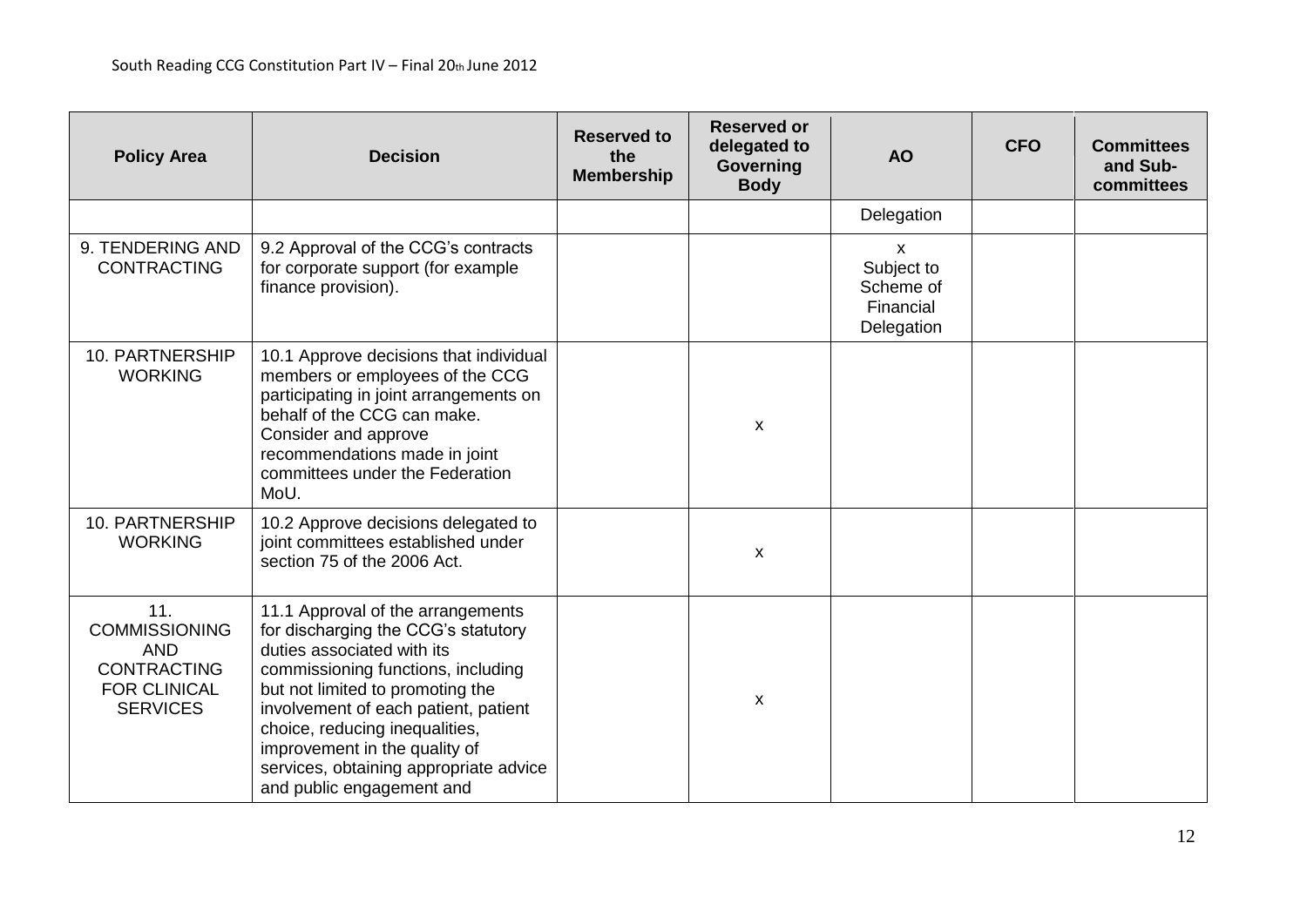| Policy Area | Decision | Reserved to the Membership | Reserved or delegated to Governing Body | AO | CFO | Committees and Sub-committees |
|---|---|---|---|---|---|---|
| | | | | Delegation | | |
| 9. TENDERING AND CONTRACTING | 9.2 Approval of the CCG's contracts for corporate support (for example finance provision). | | | x Subject to Scheme of Financial Delegation | | |
| 10. PARTNERSHIP WORKING | 10.1 Approve decisions that individual members or employees of the CCG participating in joint arrangements on behalf of the CCG can make. Consider and approve recommendations made in joint committees under the Federation MoU. | | x | | | |
| 10. PARTNERSHIP WORKING | 10.2 Approve decisions delegated to joint committees established under section 75 of the 2006 Act. | | x | | | |
| 11. COMMISSIONING AND CONTRACTING FOR CLINICAL SERVICES | 11.1 Approval of the arrangements for discharging the CCG's statutory duties associated with its commissioning functions, including but not limited to promoting the involvement of each patient, patient choice, reducing inequalities, improvement in the quality of services, obtaining appropriate advice and public engagement and | | x | | | |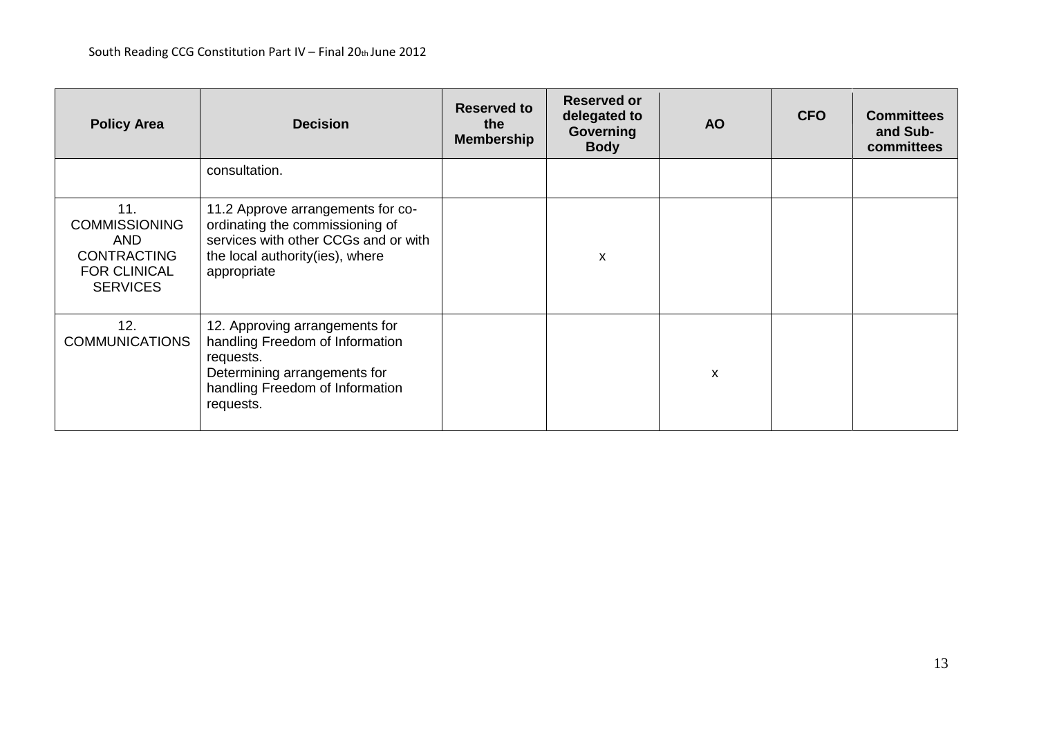| Policy Area | Decision | Reserved to the Membership | Reserved or delegated to Governing Body | AO | CFO | Committees and Sub-committees |
|---|---|---|---|---|---|---|
| | consultation. | | | | | |
| 11. COMMISSIONING AND CONTRACTING FOR CLINICAL SERVICES | 11.2 Approve arrangements for co-ordinating the commissioning of services with other CCGs and or with the local authority(ies), where appropriate | | x | | | |
| 12. COMMUNICATIONS | 12. Approving arrangements for handling Freedom of Information requests.<br>Determining arrangements for handling Freedom of Information requests. | | | x | | |